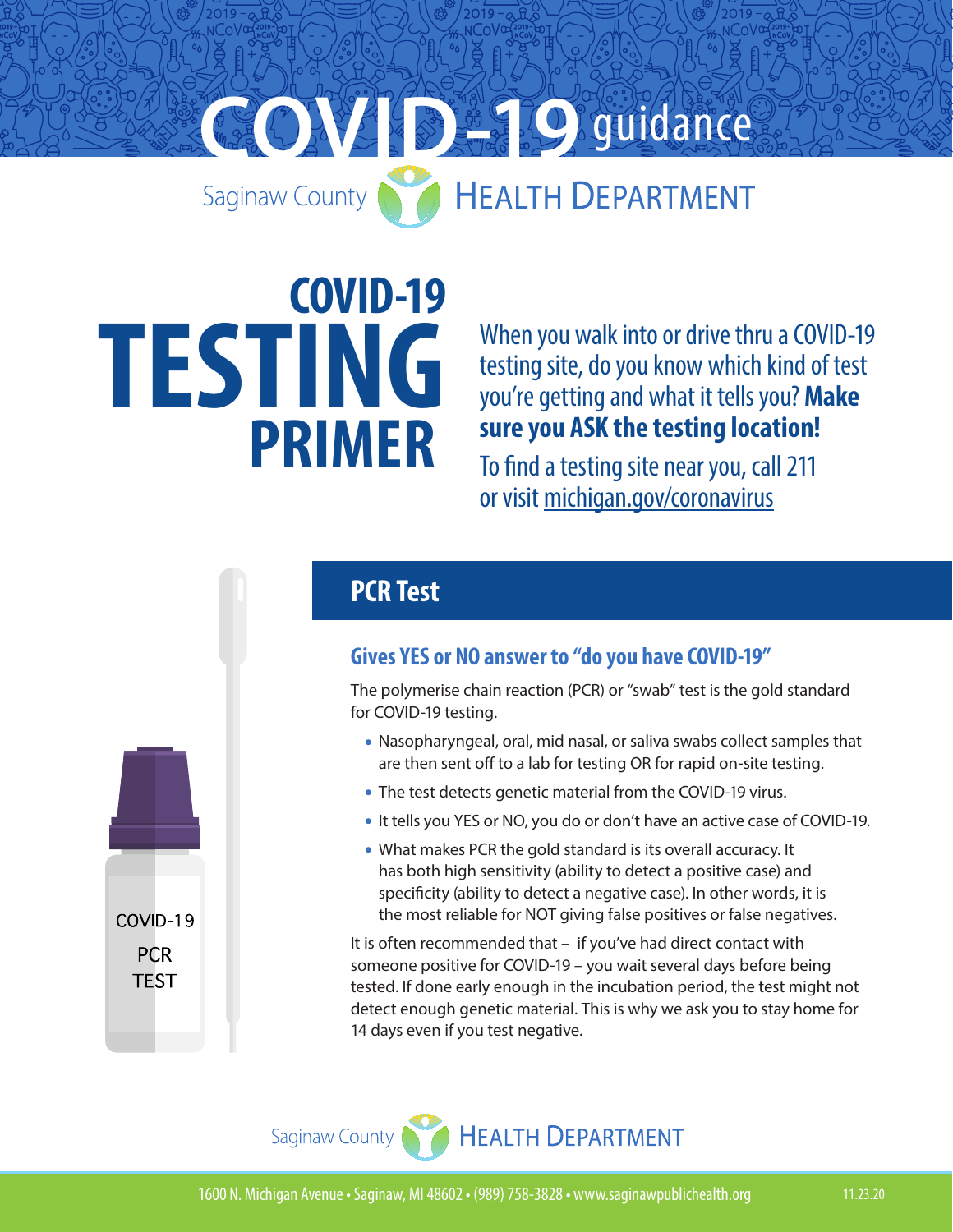# COVID-19 guidance

Saginaw County HEALTH DEPARTMENT

# COVID-19 TESTING PRIMER

When you walk into or drive thru a COVID-19 testing site, do you know which kind of test you're getting and what it tells you? **Make sure you ASK the testing location!**

To find a testing site near you, call 211 or visit michigan.gov/coronavirus

## PCR Test

### Gives YES or NO answer to "do you have COVID-19"

The polymerise chain reaction (PCR) or "swab" test is the gold standard for COVID-19 testing.

- Nasopharyngeal, oral, mid nasal, or saliva swabs collect samples that are then sent off to a lab for testing OR for rapid on-site testing.
- The test detects genetic material from the COVID-19 virus.
- It tells you YES or NO, you do or don't have an active case of COVID-19.
- What makes PCR the gold standard is its overall accuracy. It has both high sensitivity (ability to detect a positive case) and specificity (ability to detect a negative case). In other words, it is the most reliable for NOT giving false positives or false negatives.

It is often recommended that – if you've had direct contact with someone positive for COVID-19 – you wait several days before being tested. If done early enough in the incubation period, the test might not detect enough genetic material. This is why we ask you to stay home for 14 days even if you test negative.

COVID-19 PCR TEST

Saginaw County HEALTH DEPARTMENT

1600 N. Michigan Avenue • Saginaw, MI 48602 • (989) 758-3828 • www.saginawpublichealth.org

11.23.20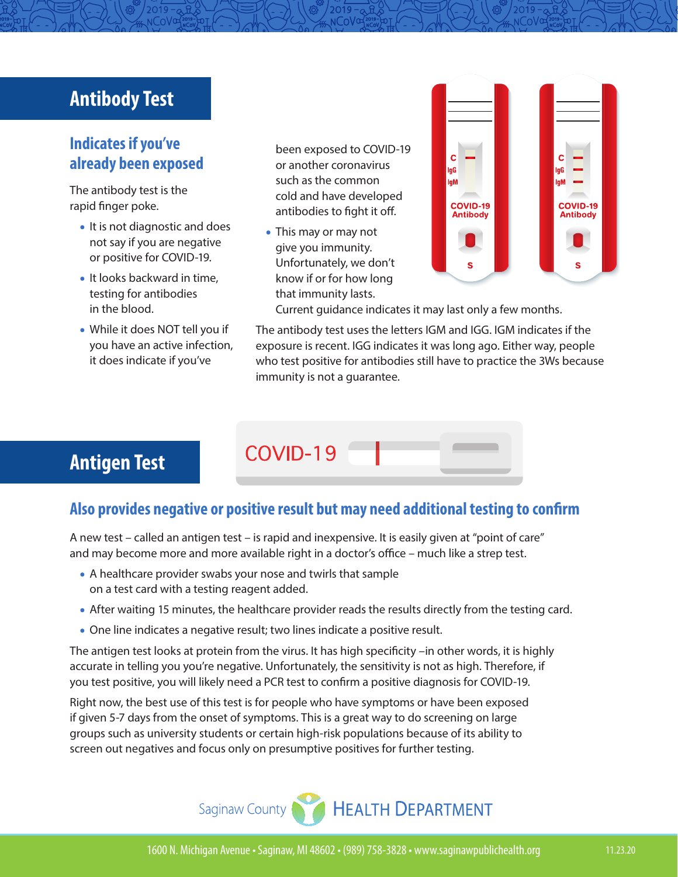## Antibody Test

### Indicates if you've already been exposed

The antibody test is the rapid finger poke.

- It is not diagnostic and does not say if you are negative or positive for COVID-19.
- It looks backward in time, testing for antibodies in the blood.
- While it does NOT tell you if you have an active infection, it does indicate if you've been exposed to COVID-19 or another coronavirus such as the common cold and have developed antibodies to fight it off.
- This may or may not give you immunity. Unfortunately, we don't know if or for how long that immunity lasts. Current guidance indicates it may last only a few months.

The antibody test uses the letters IGM and IGG. IGM indicates if the exposure is recent. IGG indicates it was long ago. Either way, people who test positive for antibodies still have to practice the 3Ws because immunity is not a guarantee.

## Antigen Test

### Also provides negative or positive result but may need additional testing to confirm

A new test – called an antigen test – is rapid and inexpensive. It is easily given at "point of care" and may become more and more available right in a doctor's office – much like a strep test.

- A healthcare provider swabs your nose and twirls that sample on a test card with a testing reagent added.
- After waiting 15 minutes, the healthcare provider reads the results directly from the testing card.
- One line indicates a negative result; two lines indicate a positive result.

The antigen test looks at protein from the virus. It has high specificity –in other words, it is highly accurate in telling you you're negative. Unfortunately, the sensitivity is not as high. Therefore, if you test positive, you will likely need a PCR test to confirm a positive diagnosis for COVID-19.

Right now, the best use of this test is for people who have symptoms or have been exposed if given 5-7 days from the onset of symptoms. This is a great way to do screening on large groups such as university students or certain high-risk populations because of its ability to screen out negatives and focus only on presumptive positives for further testing.

Saginaw County HEALTH DEPARTMENT

1600 N. Michigan Avenue • Saginaw, MI 48602 • (989) 758-3828 • www.saginawpublichealth.org

11.23.20